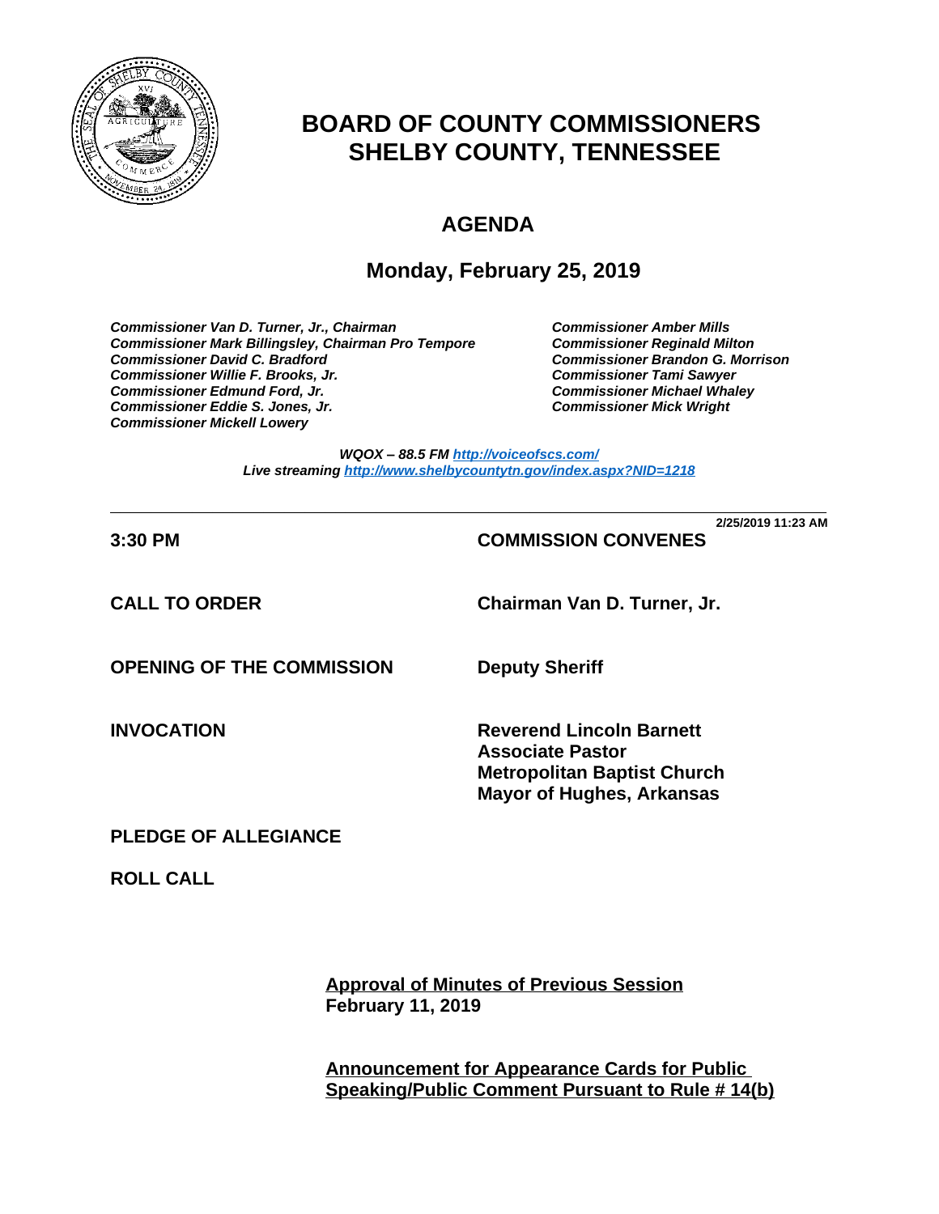# BOARD OF COUNTY COMMISSIONERS
# SHELBY COUNTY, TENNESSEE

## AGENDA

## Monday, February 25, 2019

***Commissioner Van D. Turner, Jr., Chairman***
***Commissioner Mark Billingsley, Chairman Pro Tempore***
***Commissioner David C. Bradford***
***Commissioner Willie F. Brooks, Jr.***
***Commissioner Edmund Ford, Jr.***
***Commissioner Eddie S. Jones, Jr.***
***Commissioner Mickell Lowery***
***Commissioner Amber Mills***
***Commissioner Reginald Milton***
***Commissioner Brandon G. Morrison***
***Commissioner Tami Sawyer***
***Commissioner Michael Whaley***
***Commissioner Mick Wright***

***WQOX – 88.5 FM http://voiceofscs.com/***
***Live streaming http://www.shelbycountytn.gov/index.aspx?NID=1218***

---

**2/25/2019 11:23 AM**

**3:30 PM** — **COMMISSION CONVENES**

**CALL TO ORDER** — **Chairman Van D. Turner, Jr.**

**OPENING OF THE COMMISSION** — **Deputy Sheriff**

**INVOCATION** — **Reverend Lincoln Barnett**
**Associate Pastor**
**Metropolitan Baptist Church**
**Mayor of Hughes, Arkansas**

**PLEDGE OF ALLEGIANCE**

**ROLL CALL**

**Approval of Minutes of Previous Session**
**February 11, 2019**

**Announcement for Appearance Cards for Public Speaking/Public Comment Pursuant to Rule # 14(b)**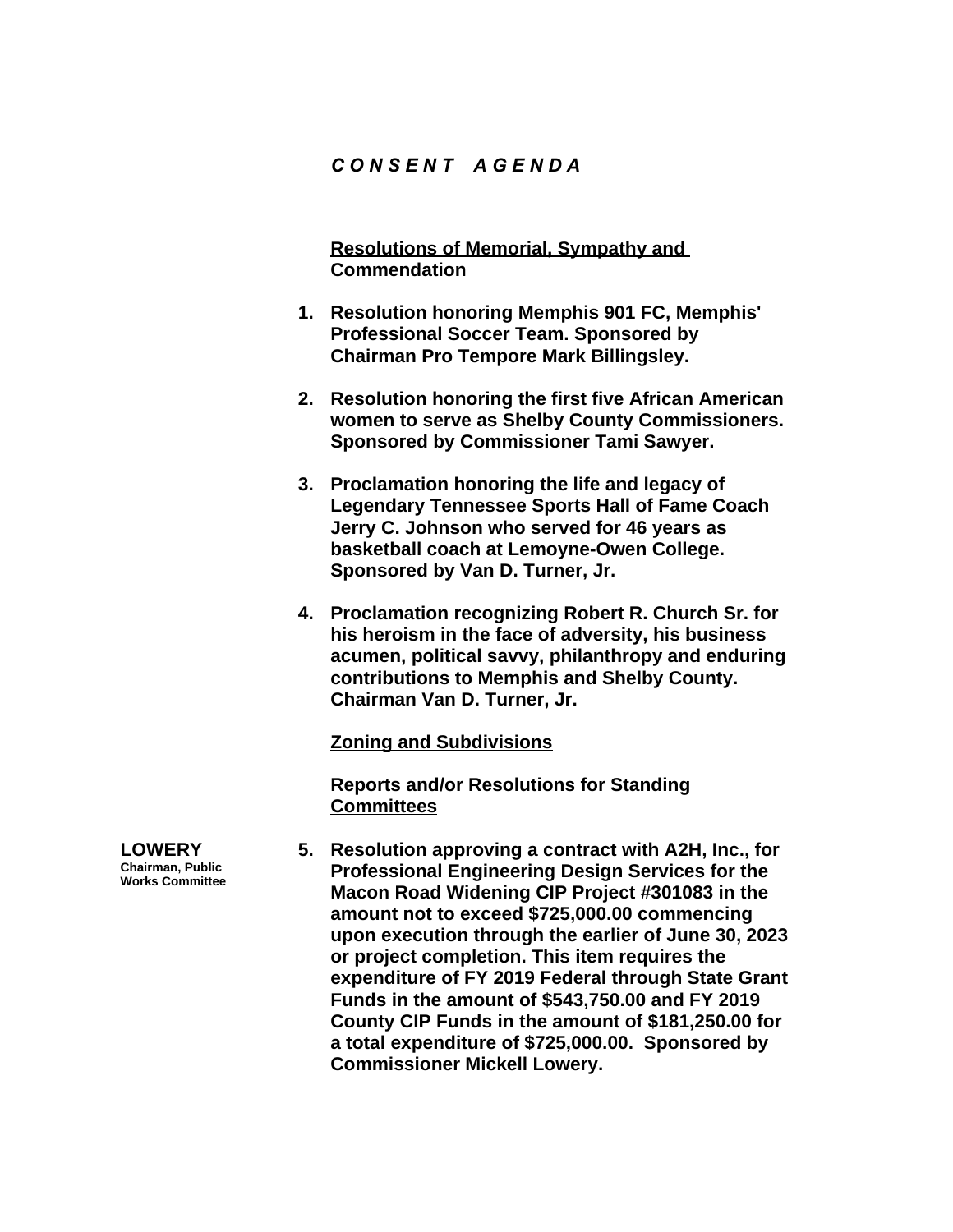# *C O N S E N T   A G E N D A*

**Resolutions of Memorial, Sympathy and Commendation**

1. **Resolution honoring Memphis 901 FC, Memphis' Professional Soccer Team. Sponsored by Chairman Pro Tempore Mark Billingsley.**

2. **Resolution honoring the first five African American women to serve as Shelby County Commissioners. Sponsored by Commissioner Tami Sawyer.**

3. **Proclamation honoring the life and legacy of Legendary Tennessee Sports Hall of Fame Coach Jerry C. Johnson who served for 46 years as basketball coach at Lemoyne-Owen College. Sponsored by Van D. Turner, Jr.**

4. **Proclamation recognizing Robert R. Church Sr. for his heroism in the face of adversity, his business acumen, political savvy, philanthropy and enduring contributions to Memphis and Shelby County. Chairman Van D. Turner, Jr.**

**Zoning and Subdivisions**

**Reports and/or Resolutions for Standing Committees**

**LOWERY**
Chairman, Public Works Committee

5. **Resolution approving a contract with A2H, Inc., for Professional Engineering Design Services for the Macon Road Widening CIP Project #301083 in the amount not to exceed $725,000.00 commencing upon execution through the earlier of June 30, 2023 or project completion. This item requires the expenditure of FY 2019 Federal through State Grant Funds in the amount of $543,750.00 and FY 2019 County CIP Funds in the amount of $181,250.00 for a total expenditure of $725,000.00. Sponsored by Commissioner Mickell Lowery.**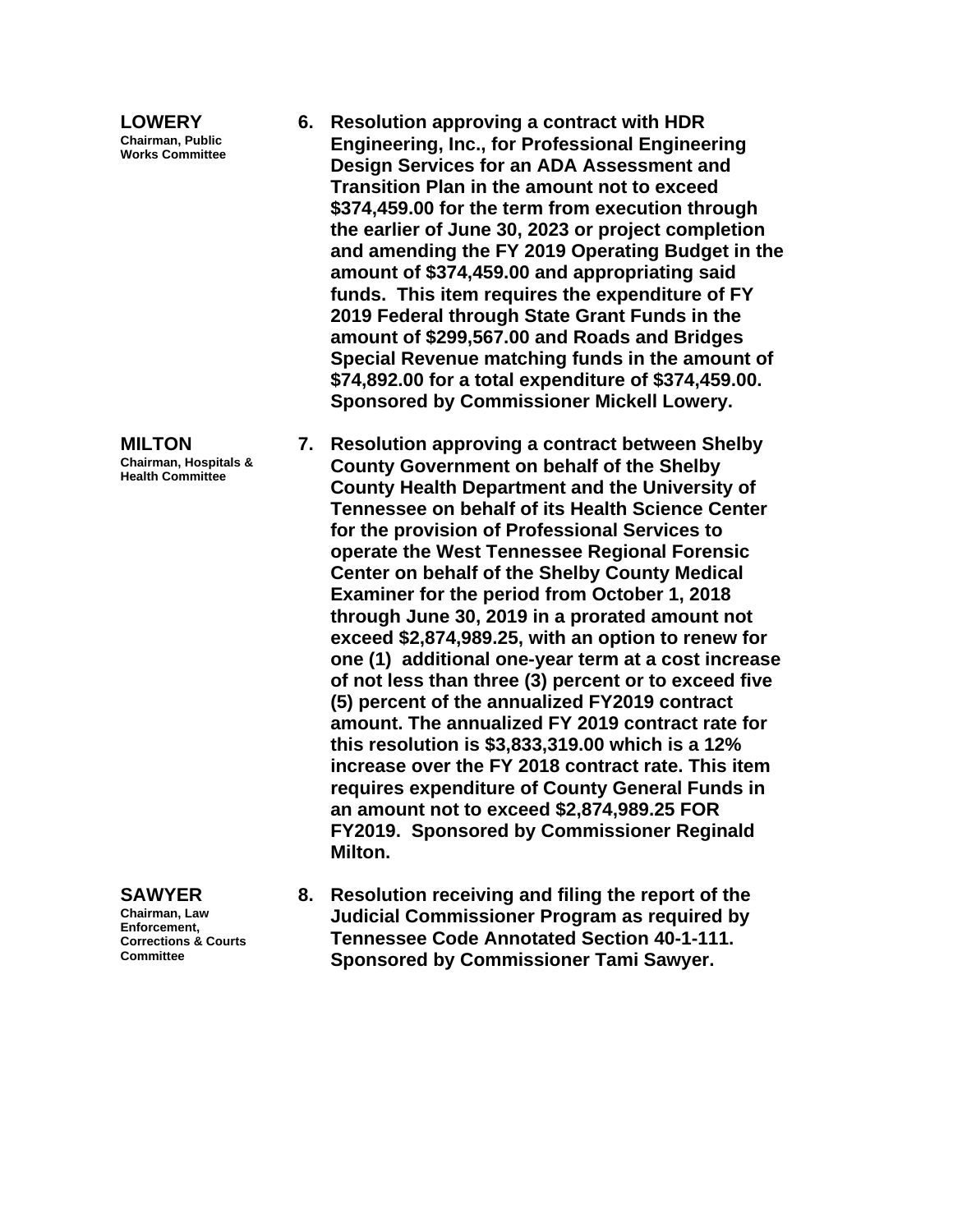**LOWERY**
Chairman, Public Works Committee

6. **Resolution approving a contract with HDR Engineering, Inc., for Professional Engineering Design Services for an ADA Assessment and Transition Plan in the amount not to exceed $374,459.00 for the term from execution through the earlier of June 30, 2023 or project completion and amending the FY 2019 Operating Budget in the amount of $374,459.00 and appropriating said funds. This item requires the expenditure of FY 2019 Federal through State Grant Funds in the amount of $299,567.00 and Roads and Bridges Special Revenue matching funds in the amount of $74,892.00 for a total expenditure of $374,459.00. Sponsored by Commissioner Mickell Lowery.**

**MILTON**
Chairman, Hospitals & Health Committee

7. **Resolution approving a contract between Shelby County Government on behalf of the Shelby County Health Department and the University of Tennessee on behalf of its Health Science Center for the provision of Professional Services to operate the West Tennessee Regional Forensic Center on behalf of the Shelby County Medical Examiner for the period from October 1, 2018 through June 30, 2019 in a prorated amount not exceed $2,874,989.25, with an option to renew for one (1) additional one-year term at a cost increase of not less than three (3) percent or to exceed five (5) percent of the annualized FY2019 contract amount. The annualized FY 2019 contract rate for this resolution is $3,833,319.00 which is a 12% increase over the FY 2018 contract rate. This item requires expenditure of County General Funds in an amount not to exceed $2,874,989.25 FOR FY2019. Sponsored by Commissioner Reginald Milton.**

**SAWYER**
Chairman, Law Enforcement, Corrections & Courts Committee

8. **Resolution receiving and filing the report of the Judicial Commissioner Program as required by Tennessee Code Annotated Section 40-1-111. Sponsored by Commissioner Tami Sawyer.**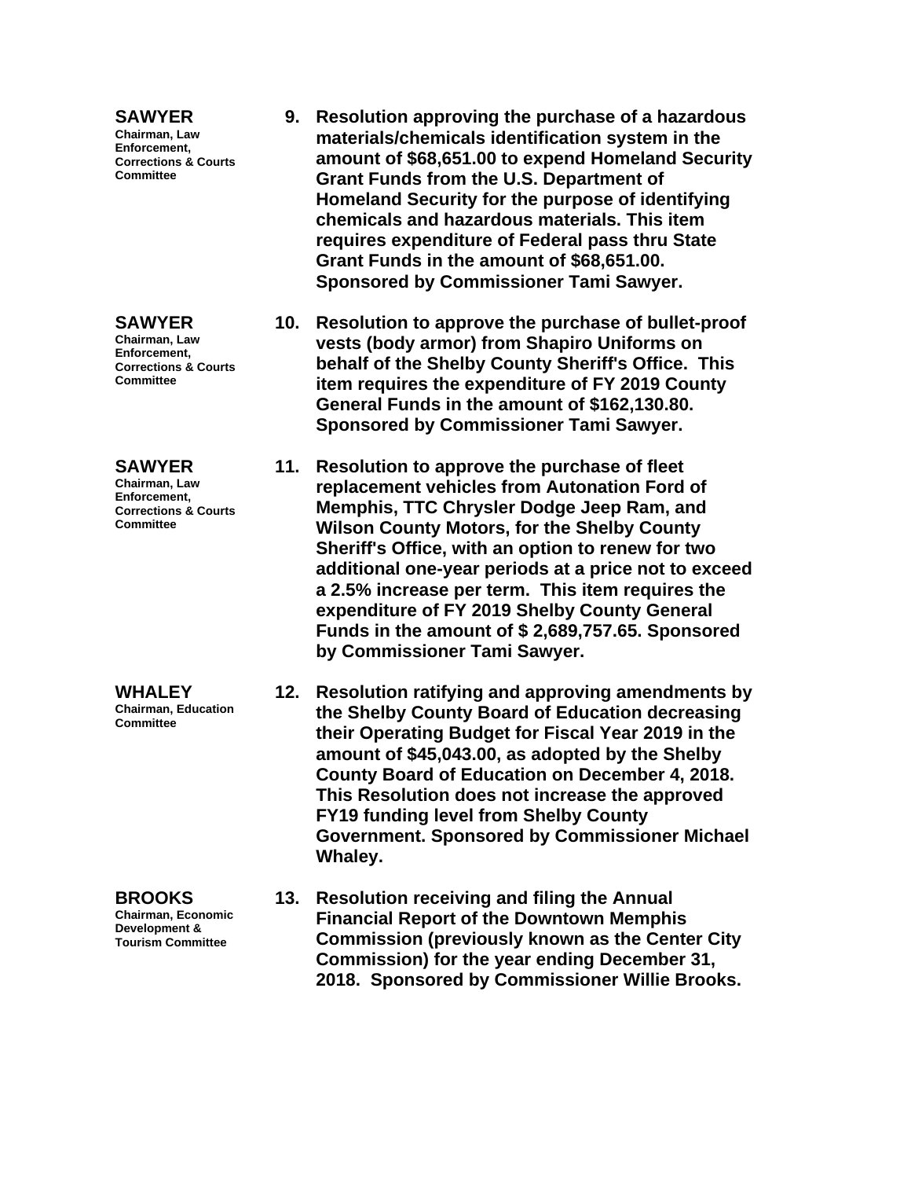**SAWYER**
Chairman, Law Enforcement, Corrections & Courts Committee

9. **Resolution approving the purchase of a hazardous materials/chemicals identification system in the amount of $68,651.00 to expend Homeland Security Grant Funds from the U.S. Department of Homeland Security for the purpose of identifying chemicals and hazardous materials. This item requires expenditure of Federal pass thru State Grant Funds in the amount of $68,651.00. Sponsored by Commissioner Tami Sawyer.**

**SAWYER**
Chairman, Law Enforcement, Corrections & Courts Committee

10. **Resolution to approve the purchase of bullet-proof vests (body armor) from Shapiro Uniforms on behalf of the Shelby County Sheriff's Office. This item requires the expenditure of FY 2019 County General Funds in the amount of $162,130.80. Sponsored by Commissioner Tami Sawyer.**

**SAWYER**
Chairman, Law Enforcement, Corrections & Courts Committee

11. **Resolution to approve the purchase of fleet replacement vehicles from Autonation Ford of Memphis, TTC Chrysler Dodge Jeep Ram, and Wilson County Motors, for the Shelby County Sheriff's Office, with an option to renew for two additional one-year periods at a price not to exceed a 2.5% increase per term. This item requires the expenditure of FY 2019 Shelby County General Funds in the amount of $ 2,689,757.65. Sponsored by Commissioner Tami Sawyer.**

**WHALEY**
Chairman, Education Committee

12. **Resolution ratifying and approving amendments by the Shelby County Board of Education decreasing their Operating Budget for Fiscal Year 2019 in the amount of $45,043.00, as adopted by the Shelby County Board of Education on December 4, 2018. This Resolution does not increase the approved FY19 funding level from Shelby County Government. Sponsored by Commissioner Michael Whaley.**

**BROOKS**
Chairman, Economic Development & Tourism Committee

13. **Resolution receiving and filing the Annual Financial Report of the Downtown Memphis Commission (previously known as the Center City Commission) for the year ending December 31, 2018. Sponsored by Commissioner Willie Brooks.**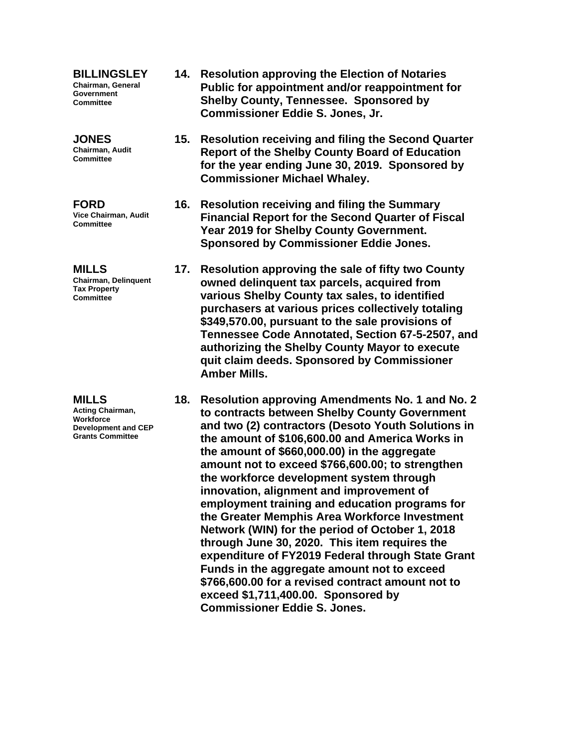**BILLINGSLEY**
Chairman, General Government Committee

**14. Resolution approving the Election of Notaries Public for appointment and/or reappointment for Shelby County, Tennessee. Sponsored by Commissioner Eddie S. Jones, Jr.**

**JONES**
Chairman, Audit Committee

**15. Resolution receiving and filing the Second Quarter Report of the Shelby County Board of Education for the year ending June 30, 2019. Sponsored by Commissioner Michael Whaley.**

**FORD**
Vice Chairman, Audit Committee

**16. Resolution receiving and filing the Summary Financial Report for the Second Quarter of Fiscal Year 2019 for Shelby County Government. Sponsored by Commissioner Eddie Jones.**

**MILLS**
Chairman, Delinquent Tax Property Committee

**17. Resolution approving the sale of fifty two County owned delinquent tax parcels, acquired from various Shelby County tax sales, to identified purchasers at various prices collectively totaling $349,570.00, pursuant to the sale provisions of Tennessee Code Annotated, Section 67-5-2507, and authorizing the Shelby County Mayor to execute quit claim deeds. Sponsored by Commissioner Amber Mills.**

**MILLS**
Acting Chairman, Workforce Development and CEP Grants Committee

**18. Resolution approving Amendments No. 1 and No. 2 to contracts between Shelby County Government and two (2) contractors (Desoto Youth Solutions in the amount of $106,600.00 and America Works in the amount of $660,000.00) in the aggregate amount not to exceed $766,600.00; to strengthen the workforce development system through innovation, alignment and improvement of employment training and education programs for the Greater Memphis Area Workforce Investment Network (WIN) for the period of October 1, 2018 through June 30, 2020. This item requires the expenditure of FY2019 Federal through State Grant Funds in the aggregate amount not to exceed $766,600.00 for a revised contract amount not to exceed $1,711,400.00. Sponsored by Commissioner Eddie S. Jones.**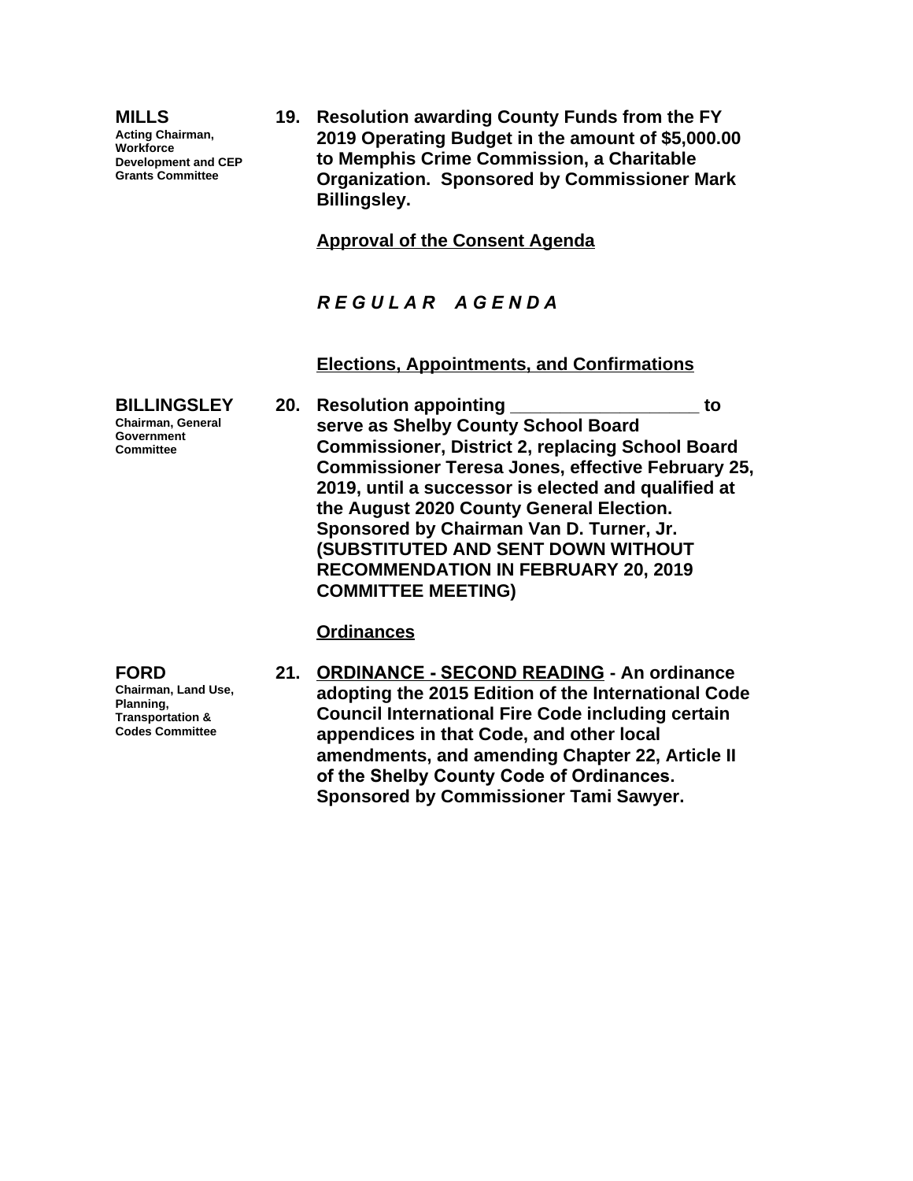**MILLS**
**Acting Chairman, Workforce Development and CEP Grants Committee**

**19. Resolution awarding County Funds from the FY 2019 Operating Budget in the amount of $5,000.00 to Memphis Crime Commission, a Charitable Organization. Sponsored by Commissioner Mark Billingsley.**

**<u>Approval of the Consent Agenda</u>**

***R E G U L A R   A G E N D A***

**<u>Elections, Appointments, and Confirmations</u>**

**BILLINGSLEY**
**Chairman, General Government Committee**

**20. Resolution appointing ___________________ to serve as Shelby County School Board Commissioner, District 2, replacing School Board Commissioner Teresa Jones, effective February 25, 2019, until a successor is elected and qualified at the August 2020 County General Election. Sponsored by Chairman Van D. Turner, Jr. (SUBSTITUTED AND SENT DOWN WITHOUT RECOMMENDATION IN FEBRUARY 20, 2019 COMMITTEE MEETING)**

**<u>Ordinances</u>**

**FORD**
**Chairman, Land Use, Planning, Transportation & Codes Committee**

**21. <u>ORDINANCE - SECOND READING</u> - An ordinance adopting the 2015 Edition of the International Code Council International Fire Code including certain appendices in that Code, and other local amendments, and amending Chapter 22, Article II of the Shelby County Code of Ordinances. Sponsored by Commissioner Tami Sawyer.**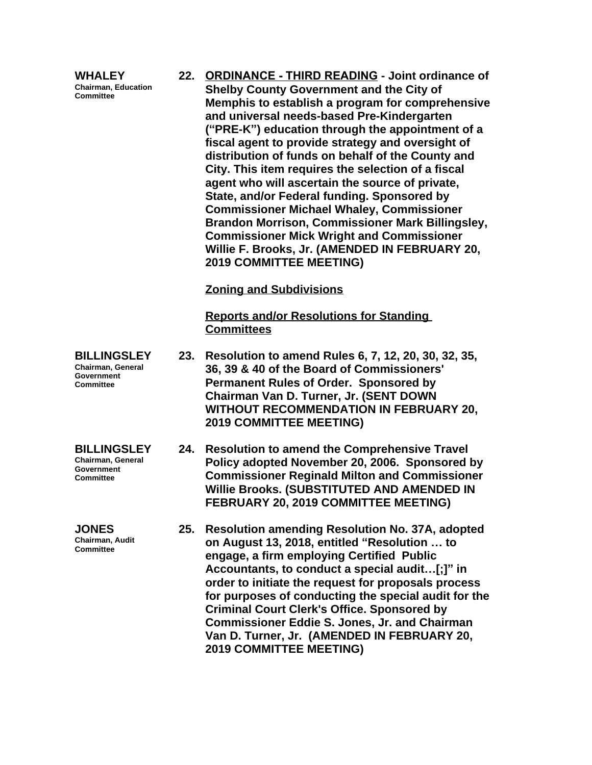**WHALEY**
**Chairman, Education Committee**

**22. <u>ORDINANCE - THIRD READING</u> - Joint ordinance of Shelby County Government and the City of Memphis to establish a program for comprehensive and universal needs-based Pre-Kindergarten ("PRE-K") education through the appointment of a fiscal agent to provide strategy and oversight of distribution of funds on behalf of the County and City. This item requires the selection of a fiscal agent who will ascertain the source of private, State, and/or Federal funding. Sponsored by Commissioner Michael Whaley, Commissioner Brandon Morrison, Commissioner Mark Billingsley, Commissioner Mick Wright and Commissioner Willie F. Brooks, Jr. (AMENDED IN FEBRUARY 20, 2019 COMMITTEE MEETING)**

**<u>Zoning and Subdivisions</u>**

**<u>Reports and/or Resolutions for Standing Committees</u>**

**BILLINGSLEY**
**Chairman, General Government Committee**

**23. Resolution to amend Rules 6, 7, 12, 20, 30, 32, 35, 36, 39 & 40 of the Board of Commissioners' Permanent Rules of Order. Sponsored by Chairman Van D. Turner, Jr. (SENT DOWN WITHOUT RECOMMENDATION IN FEBRUARY 20, 2019 COMMITTEE MEETING)**

**BILLINGSLEY**
**Chairman, General Government Committee**

**24. Resolution to amend the Comprehensive Travel Policy adopted November 20, 2006. Sponsored by Commissioner Reginald Milton and Commissioner Willie Brooks. (SUBSTITUTED AND AMENDED IN FEBRUARY 20, 2019 COMMITTEE MEETING)**

**JONES**
**Chairman, Audit Committee**

**25. Resolution amending Resolution No. 37A, adopted on August 13, 2018, entitled "Resolution … to engage, a firm employing Certified Public Accountants, to conduct a special audit…[;]" in order to initiate the request for proposals process for purposes of conducting the special audit for the Criminal Court Clerk's Office. Sponsored by Commissioner Eddie S. Jones, Jr. and Chairman Van D. Turner, Jr. (AMENDED IN FEBRUARY 20, 2019 COMMITTEE MEETING)**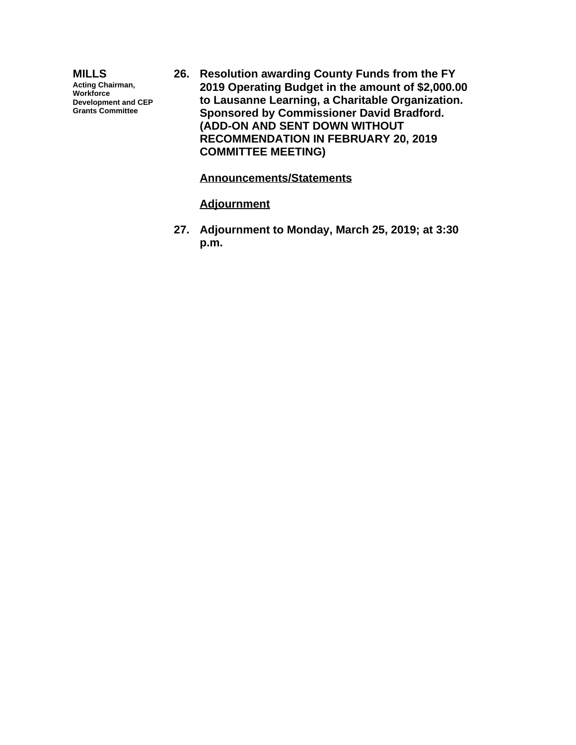**MILLS**
**Acting Chairman, Workforce Development and CEP Grants Committee**

**26. Resolution awarding County Funds from the FY 2019 Operating Budget in the amount of $2,000.00 to Lausanne Learning, a Charitable Organization. Sponsored by Commissioner David Bradford. (ADD-ON AND SENT DOWN WITHOUT RECOMMENDATION IN FEBRUARY 20, 2019 COMMITTEE MEETING)**

**<u>Announcements/Statements</u>**

**<u>Adjournment</u>**

**27. Adjournment to Monday, March 25, 2019; at 3:30 p.m.**